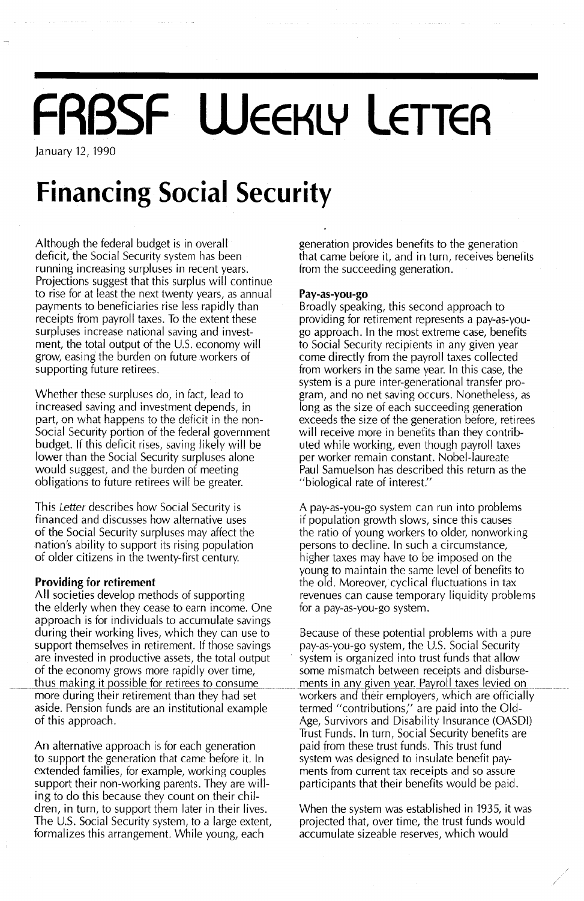# FRBSF Weekly Letter

January 12, 1990

# Financing Social Security

Although the federal budget is in overall deficit, the Social Security system has been running increasing surpluses in recent years. Projections suggest that this surplus will continue to rise for at least the next twenty years, as annual payments to beneficiaries rise less rapidly than receipts from payroll taxes. To the extent these surpluses increase national saving and investment, the total output of the U.S. economy will grow, easing the burden on future workers of supporting future retirees.

Whether these surpluses do, in fact, lead to increased saving and investment depends, in part, on what happens to the deficit in the non-Social Security portion of the federal government budget. If this deficit rises, saving likely will be lower than the Social Security surpluses alone would suggest, and the burden of meeting obligations to future retirees will be greater.

This *Letter* describes how Social Security is financed and discusses how alternative uses of the Social Security surpluses may affect the nation's ability to support its rising population of older citizens in the twenty-first century.

### Providing for retirement

All societies develop methods of supporting the elderly when they cease to earn income. One approach is for individuals to accumulate savings during their working lives, which they can use to support themselves in retirement. If those savings are invested in productive assets, the total output of the economy grows more rapidly over time, thus making it possible for retirees to consume more during their retirement than they had set aside. Pension funds are an institutional example of this approach.

An alternative approach is for each generation to support the generation that came before it. In extended families, for example, working couples support their non-working parents. They are willing to do this because they count on their children, in turn, to support them later in their lives. The U.S. Social Security system, to a large extent, formalizes this arrangement. While young, each generation provides benefits to the generation that came before it, and in turn, receives benefits from the succeeding generation.

### Pay-as-you-go

Broadly speaking, this second approach to providing for retirement represents a pay-as-you-go approach. In the most extreme case, benefits to Social Security recipients in any given year come directly from the payroll taxes collected from workers in the same year. In this case, the system is a pure inter-generational transfer program, and no net saving occurs. Nonetheless, as long as the size of each succeeding generation exceeds the size of the generation before, retirees will receive more in benefits than they contributed while working, even though payroll taxes per worker remain constant. Nobel-laureate Paul Samuelson has described this return as the "biological rate of interest."

A pay-as-you-go system can run into problems if population growth slows, since this causes the ratio of young workers to older, nonworking persons to decline. In such a circumstance, higher taxes may have to be imposed on the young to maintain the same level of benefits to the old. Moreover, cyclical fluctuations in tax revenues can cause temporary liquidity problems for a pay-as-you-go system.

Because of these potential problems with a pure pay-as-you-go system, the U.S. Social Security system is organized into trust funds that allow some mismatch between receipts and disbursements in any given year. Payroll taxes levied on workers and their employers, which are officially termed "contributions," are paid into the Old-Age, Survivors and Disability Insurance (OASDI) Trust Funds. In turn, Social Security benefits are paid from these trust funds. This trust fund system was designed to insulate benefit payments from current tax receipts and so assure participants that their benefits would be paid.

When the system was established in 1935, it was projected that, over time, the trust funds would accumulate sizeable reserves, which would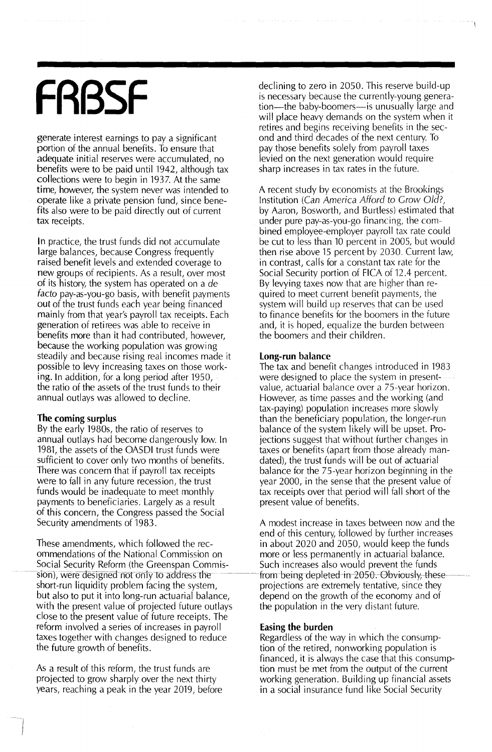generate interest earnings to pay a significant portion of the annual benefits. To ensure that adequate initial reserves were accumulated, no benefits were to be paid until 1942, although tax collections were to begin in 1937. At the same time, however, the system never was intended to operate like a private pension fund, since benefits also were to be paid directly out of current tax receipts.

In practice, the trust funds did not accumulate large balances, because Congress frequently raised benefit levels and extended coverage to new groups of recipients. As a result, over most of its history, the system has operated on a *de facto* pay-as-you-go basis, with benefit payments out of the trust funds each year being financed mainly from that year's payroll tax receipts. Each generation of retirees was able to receive in benefits more than it had contributed, however, because the working population was growing steadily and because rising real incomes made it possible to levy increasing taxes on those working. In addition, for a long period after 1950, the ratio of the assets of the trust funds to their annual outlays was allowed to decline.

**The coming surplus**

By the early 1980s, the ratio of reserves to annual outlays had become dangerously low. In 1981, the assets of the OASDI trust funds were sufficient to cover only two months of benefits. There was concern that if payroll tax receipts were to fall in any future recession, the trust funds would be inadequate to meet monthly payments to beneficiaries. Largely as a result of this concern, the Congress passed the Social Security amendments of 1983.

These amendments, which followed the recommendations of the National Commission on Social Security Reform (the Greenspan Commission), were designed not only to address the short-run liquidity problem facing the system, but also to put it into long-run actuarial balance, with the present value of projected future outlays close to the present value of future receipts. The reform involved a series of increases in payroll taxes together with changes designed to reduce the future growth of benefits.

As a result of this reform, the trust funds are projected to grow sharply over the next thirty years, reaching a peak in the year 2019, before declining to zero in 2050. This reserve build-up is necessary because the currently-young generation—the baby-boomers—is unusually large and will place heavy demands on the system when it retires and begins receiving benefits in the second and third decades of the next century. To pay those benefits solely from payroll taxes levied on the next generation would require sharp increases in tax rates in the future.

A recent study by economists at the Brookings Institution (*Can America Afford to Grow Old?*, by Aaron, Bosworth, and Burtless) estimated that under pure pay-as-you-go financing, the combined employee-employer payroll tax rate could be cut to less than 10 percent in 2005, but would then rise above 15 percent by 2030. Current law, in contrast, calls for a constant tax rate for the Social Security portion of FICA of 12.4 percent. By levying taxes now that are higher than required to meet current benefit payments, the system will build up reserves that can be used to finance benefits for the boomers in the future and, it is hoped, equalize the burden between the boomers and their children.

**Long-run balance**

The tax and benefit changes introduced in 1983 were designed to place the system in present-value, actuarial balance over a 75-year horizon. However, as time passes and the working (and tax-paying) population increases more slowly than the beneficiary population, the longer-run balance of the system likely will be upset. Projections suggest that without further changes in taxes or benefits (apart from those already mandated), the trust funds will be out of actuarial balance for the 75-year horizon beginning in the year 2000, in the sense that the present value of tax receipts over that period will fall short of the present value of benefits.

A modest increase in taxes between now and the end of this century, followed by further increases in about 2020 and 2050, would keep the funds more or less permanently in actuarial balance. Such increases also would prevent the funds from being depleted in 2050. Obviously, these projections are extremely tentative, since they depend on the growth of the economy and of the population in the very distant future.

**Easing the burden**

Regardless of the way in which the consumption of the retired, nonworking population is financed, it is always the case that this consumption must be met from the output of the current working generation. Building up financial assets in a social insurance fund like Social Security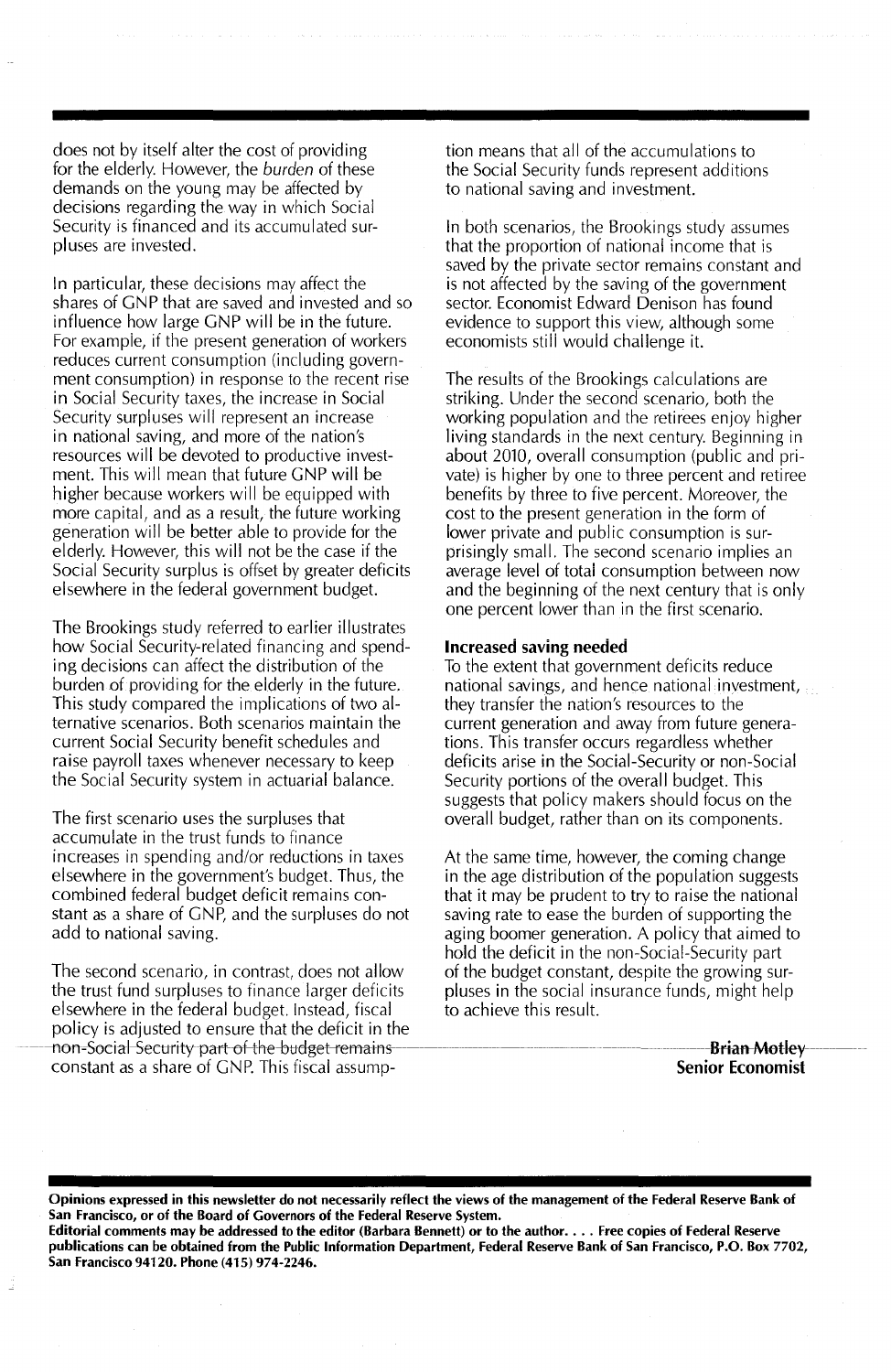does not by itself alter the cost of providing for the elderly. However, the *burden* of these demands on the young may be affected by decisions regarding the way in which Social Security is financed and its accumulated surpluses are invested.

In particular, these decisions may affect the shares of GNP that are saved and invested and so influence how large GNP will be in the future. For example, if the present generation of workers reduces current consumption (including government consumption) in response to the recent rise in Social Security taxes, the increase in Social Security surpluses will represent an increase in national saving, and more of the nation's resources will be devoted to productive investment. This will mean that future GNP will be higher because workers will be equipped with more capital, and as a result, the future working generation will be better able to provide for the elderly. However, this will not be the case if the Social Security surplus is offset by greater deficits elsewhere in the federal government budget.

The Brookings study referred to earlier illustrates how Social Security-related financing and spending decisions can affect the distribution of the burden of providing for the elderly in the future. This study compared the implications of two alternative scenarios. Both scenarios maintain the current Social Security benefit schedules and raise payroll taxes whenever necessary to keep the Social Security system in actuarial balance.

The first scenario uses the surpluses that accumulate in the trust funds to finance increases in spending and/or reductions in taxes elsewhere in the government's budget. Thus, the combined federal budget deficit remains constant as a share of GNP, and the surpluses do not add to national saving.

The second scenario, in contrast, does not allow the trust fund surpluses to finance larger deficits elsewhere in the federal budget. Instead, fiscal policy is adjusted to ensure that the deficit in the non-Social Security part of the budget remains constant as a share of GNP. This fiscal assumption means that all of the accumulations to the Social Security funds represent additions to national saving and investment.

In both scenarios, the Brookings study assumes that the proportion of national income that is saved by the private sector remains constant and is not affected by the saving of the government sector. Economist Edward Denison has found evidence to support this view, although some economists still would challenge it.

The results of the Brookings calculations are striking. Under the second scenario, both the working population and the retirees enjoy higher living standards in the next century. Beginning in about 2010, overall consumption (public and private) is higher by one to three percent and retiree benefits by three to five percent. Moreover, the cost to the present generation in the form of lower private and public consumption is surprisingly small. The second scenario implies an average level of total consumption between now and the beginning of the next century that is only one percent lower than in the first scenario.

**Increased saving needed**

To the extent that government deficits reduce national savings, and hence national investment, they transfer the nation's resources to the current generation and away from future generations. This transfer occurs regardless whether deficits arise in the Social-Security or non-Social Security portions of the overall budget. This suggests that policy makers should focus on the overall budget, rather than on its components.

At the same time, however, the coming change in the age distribution of the population suggests that it may be prudent to try to raise the national saving rate to ease the burden of supporting the aging boomer generation. A policy that aimed to hold the deficit in the non-Social-Security part of the budget constant, despite the growing surpluses in the social insurance funds, might help to achieve this result.

**Brian Motley**
**Senior Economist**

**Opinions expressed in this newsletter do not necessarily reflect the views of the management of the Federal Reserve Bank of San Francisco, or of the Board of Governors of the Federal Reserve System.**
**Editorial comments may be addressed to the editor (Barbara Bennett) or to the author. . . . Free copies of Federal Reserve publications can be obtained from the Public Information Department, Federal Reserve Bank of San Francisco, P.O. Box 7702, San Francisco 94120. Phone (415) 974-2246.**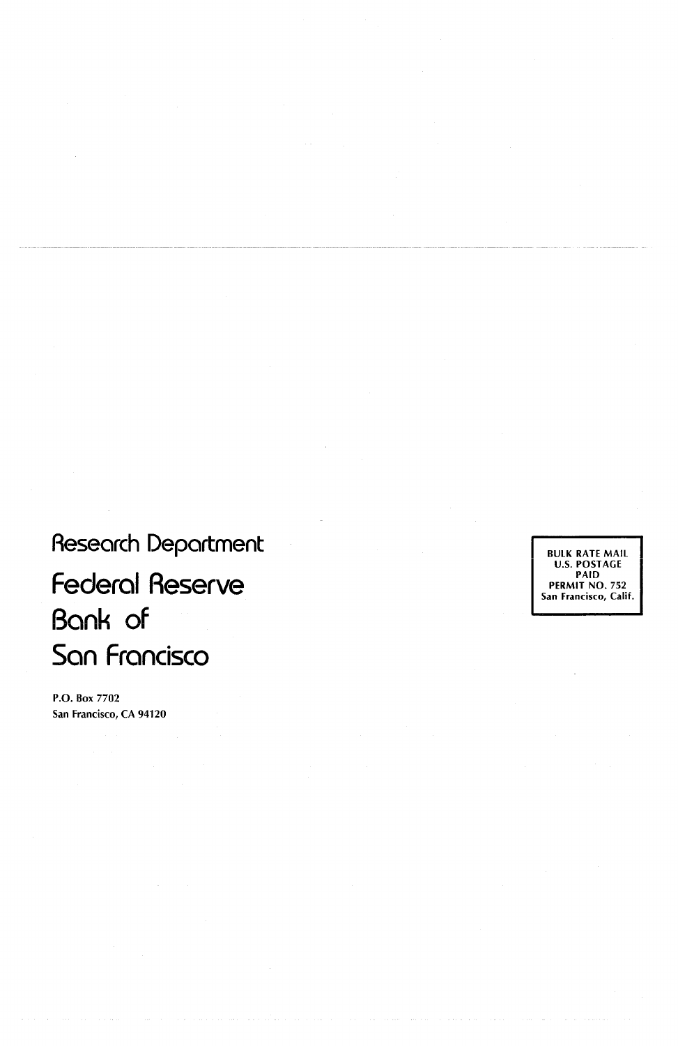Research Department

# Federal Reserve Bank of San Francisco

P.O. Box 7702
San Francisco, CA 94120

BULK RATE MAIL
U.S. POSTAGE
PAID
PERMIT NO. 752
San Francisco, Calif.